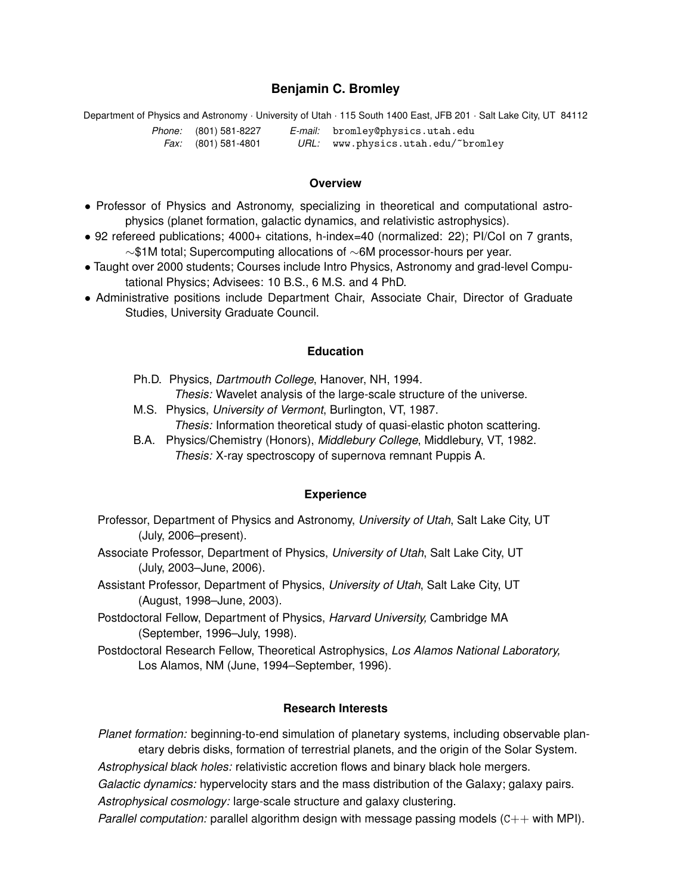# Benjamin C. Bromley

Department of Physics and Astronomy · University of Utah · 115 South 1400 East, JFB 201 · Salt Lake City, UT 84112

*Phone:* (801) 581-8227 *E-mail:* bromley@physics.utah.edu
*Fax:* (801) 581-4801 *URL:* www.physics.utah.edu/~bromley

## Overview

- Professor of Physics and Astronomy, specializing in theoretical and computational astrophysics (planet formation, galactic dynamics, and relativistic astrophysics).
- 92 refereed publications; 4000+ citations, h-index=40 (normalized: 22); PI/CoI on 7 grants, ~\$1M total; Supercomputing allocations of ~6M processor-hours per year.
- Taught over 2000 students; Courses include Intro Physics, Astronomy and grad-level Computational Physics; Advisees: 10 B.S., 6 M.S. and 4 PhD.
- Administrative positions include Department Chair, Associate Chair, Director of Graduate Studies, University Graduate Council.

## Education

Ph.D. Physics, *Dartmouth College*, Hanover, NH, 1994.
*Thesis:* Wavelet analysis of the large-scale structure of the universe.

M.S. Physics, *University of Vermont*, Burlington, VT, 1987.
*Thesis:* Information theoretical study of quasi-elastic photon scattering.

B.A. Physics/Chemistry (Honors), *Middlebury College*, Middlebury, VT, 1982.
*Thesis:* X-ray spectroscopy of supernova remnant Puppis A.

## Experience

Professor, Department of Physics and Astronomy, *University of Utah*, Salt Lake City, UT (July, 2006–present).

Associate Professor, Department of Physics, *University of Utah*, Salt Lake City, UT (July, 2003–June, 2006).

Assistant Professor, Department of Physics, *University of Utah*, Salt Lake City, UT (August, 1998–June, 2003).

Postdoctoral Fellow, Department of Physics, *Harvard University,* Cambridge MA (September, 1996–July, 1998).

Postdoctoral Research Fellow, Theoretical Astrophysics, *Los Alamos National Laboratory,* Los Alamos, NM (June, 1994–September, 1996).

## Research Interests

*Planet formation:* beginning-to-end simulation of planetary systems, including observable planetary debris disks, formation of terrestrial planets, and the origin of the Solar System.

*Astrophysical black holes:* relativistic accretion flows and binary black hole mergers.

*Galactic dynamics:* hypervelocity stars and the mass distribution of the Galaxy; galaxy pairs.

*Astrophysical cosmology:* large-scale structure and galaxy clustering.

*Parallel computation:* parallel algorithm design with message passing models (C++ with MPI).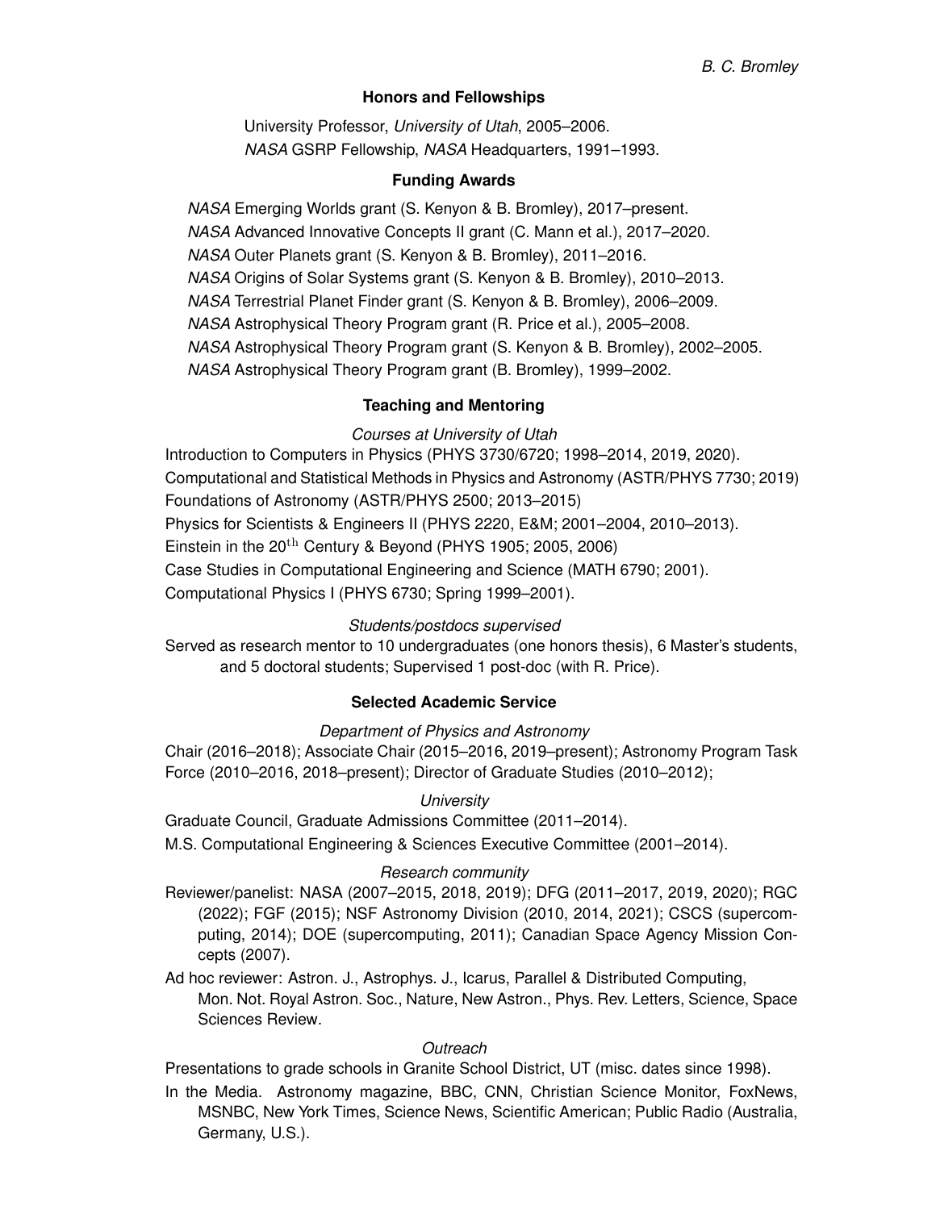## Honors and Fellowships

University Professor, *University of Utah*, 2005–2006.
*NASA* GSRP Fellowship, *NASA* Headquarters, 1991–1993.

## Funding Awards

*NASA* Emerging Worlds grant (S. Kenyon & B. Bromley), 2017–present.
*NASA* Advanced Innovative Concepts II grant (C. Mann et al.), 2017–2020.
*NASA* Outer Planets grant (S. Kenyon & B. Bromley), 2011–2016.
*NASA* Origins of Solar Systems grant (S. Kenyon & B. Bromley), 2010–2013.
*NASA* Terrestrial Planet Finder grant (S. Kenyon & B. Bromley), 2006–2009.
*NASA* Astrophysical Theory Program grant (R. Price et al.), 2005–2008.
*NASA* Astrophysical Theory Program grant (S. Kenyon & B. Bromley), 2002–2005.
*NASA* Astrophysical Theory Program grant (B. Bromley), 1999–2002.

## Teaching and Mentoring

### *Courses at University of Utah*

Introduction to Computers in Physics (PHYS 3730/6720; 1998–2014, 2019, 2020).
Computational and Statistical Methods in Physics and Astronomy (ASTR/PHYS 7730; 2019)
Foundations of Astronomy (ASTR/PHYS 2500; 2013–2015)
Physics for Scientists & Engineers II (PHYS 2220, E&M; 2001–2004, 2010–2013).
Einstein in the 20$^{\mathrm{th}}$ Century & Beyond (PHYS 1905; 2005, 2006)
Case Studies in Computational Engineering and Science (MATH 6790; 2001).
Computational Physics I (PHYS 6730; Spring 1999–2001).

### *Students/postdocs supervised*

Served as research mentor to 10 undergraduates (one honors thesis), 6 Master's students, and 5 doctoral students; Supervised 1 post-doc (with R. Price).

## Selected Academic Service

### *Department of Physics and Astronomy*

Chair (2016–2018); Associate Chair (2015–2016, 2019–present); Astronomy Program Task Force (2010–2016, 2018–present); Director of Graduate Studies (2010–2012);

### *University*

Graduate Council, Graduate Admissions Committee (2011–2014).
M.S. Computational Engineering & Sciences Executive Committee (2001–2014).

### *Research community*

Reviewer/panelist: NASA (2007–2015, 2018, 2019); DFG (2011–2017, 2019, 2020); RGC (2022); FGF (2015); NSF Astronomy Division (2010, 2014, 2021); CSCS (supercomputing, 2014); DOE (supercomputing, 2011); Canadian Space Agency Mission Concepts (2007).

Ad hoc reviewer: Astron. J., Astrophys. J., Icarus, Parallel & Distributed Computing, Mon. Not. Royal Astron. Soc., Nature, New Astron., Phys. Rev. Letters, Science, Space Sciences Review.

### *Outreach*

Presentations to grade schools in Granite School District, UT (misc. dates since 1998).

In the Media. Astronomy magazine, BBC, CNN, Christian Science Monitor, FoxNews, MSNBC, New York Times, Science News, Scientific American; Public Radio (Australia, Germany, U.S.).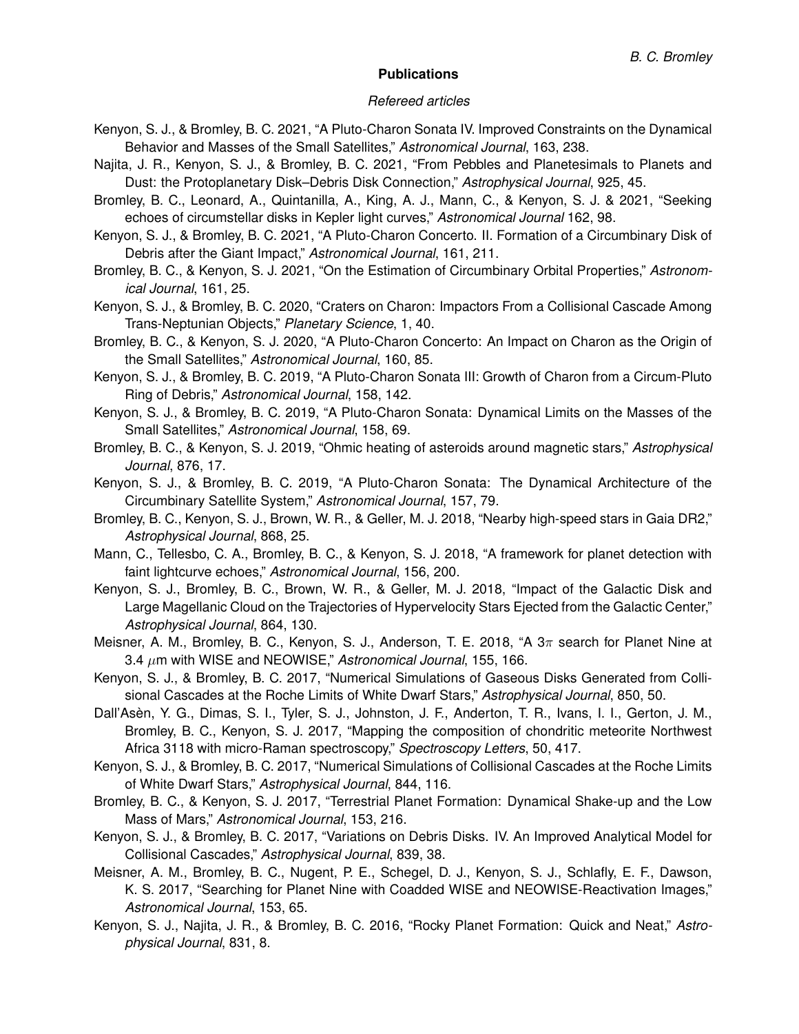## Publications

### *Refereed articles*

Kenyon, S. J., & Bromley, B. C. 2021, "A Pluto-Charon Sonata IV. Improved Constraints on the Dynamical Behavior and Masses of the Small Satellites," *Astronomical Journal*, 163, 238.

Najita, J. R., Kenyon, S. J., & Bromley, B. C. 2021, "From Pebbles and Planetesimals to Planets and Dust: the Protoplanetary Disk–Debris Disk Connection," *Astrophysical Journal*, 925, 45.

Bromley, B. C., Leonard, A., Quintanilla, A., King, A. J., Mann, C., & Kenyon, S. J. & 2021, "Seeking echoes of circumstellar disks in Kepler light curves," *Astronomical Journal* 162, 98.

Kenyon, S. J., & Bromley, B. C. 2021, "A Pluto-Charon Concerto. II. Formation of a Circumbinary Disk of Debris after the Giant Impact," *Astronomical Journal*, 161, 211.

Bromley, B. C., & Kenyon, S. J. 2021, "On the Estimation of Circumbinary Orbital Properties," *Astronomical Journal*, 161, 25.

Kenyon, S. J., & Bromley, B. C. 2020, "Craters on Charon: Impactors From a Collisional Cascade Among Trans-Neptunian Objects," *Planetary Science*, 1, 40.

Bromley, B. C., & Kenyon, S. J. 2020, "A Pluto-Charon Concerto: An Impact on Charon as the Origin of the Small Satellites," *Astronomical Journal*, 160, 85.

Kenyon, S. J., & Bromley, B. C. 2019, "A Pluto-Charon Sonata III: Growth of Charon from a Circum-Pluto Ring of Debris," *Astronomical Journal*, 158, 142.

Kenyon, S. J., & Bromley, B. C. 2019, "A Pluto-Charon Sonata: Dynamical Limits on the Masses of the Small Satellites," *Astronomical Journal*, 158, 69.

Bromley, B. C., & Kenyon, S. J. 2019, "Ohmic heating of asteroids around magnetic stars," *Astrophysical Journal*, 876, 17.

Kenyon, S. J., & Bromley, B. C. 2019, "A Pluto-Charon Sonata: The Dynamical Architecture of the Circumbinary Satellite System," *Astronomical Journal*, 157, 79.

Bromley, B. C., Kenyon, S. J., Brown, W. R., & Geller, M. J. 2018, "Nearby high-speed stars in Gaia DR2," *Astrophysical Journal*, 868, 25.

Mann, C., Tellesbo, C. A., Bromley, B. C., & Kenyon, S. J. 2018, "A framework for planet detection with faint lightcurve echoes," *Astronomical Journal*, 156, 200.

Kenyon, S. J., Bromley, B. C., Brown, W. R., & Geller, M. J. 2018, "Impact of the Galactic Disk and Large Magellanic Cloud on the Trajectories of Hypervelocity Stars Ejected from the Galactic Center," *Astrophysical Journal*, 864, 130.

Meisner, A. M., Bromley, B. C., Kenyon, S. J., Anderson, T. E. 2018, "A $3\pi$ search for Planet Nine at 3.4 $\mu$m with WISE and NEOWISE," *Astronomical Journal*, 155, 166.

Kenyon, S. J., & Bromley, B. C. 2017, "Numerical Simulations of Gaseous Disks Generated from Collisional Cascades at the Roche Limits of White Dwarf Stars," *Astrophysical Journal*, 850, 50.

Dall'Asèn, Y. G., Dimas, S. I., Tyler, S. J., Johnston, J. F., Anderton, T. R., Ivans, I. I., Gerton, J. M., Bromley, B. C., Kenyon, S. J. 2017, "Mapping the composition of chondritic meteorite Northwest Africa 3118 with micro-Raman spectroscopy," *Spectroscopy Letters*, 50, 417.

Kenyon, S. J., & Bromley, B. C. 2017, "Numerical Simulations of Collisional Cascades at the Roche Limits of White Dwarf Stars," *Astrophysical Journal*, 844, 116.

Bromley, B. C., & Kenyon, S. J. 2017, "Terrestrial Planet Formation: Dynamical Shake-up and the Low Mass of Mars," *Astronomical Journal*, 153, 216.

Kenyon, S. J., & Bromley, B. C. 2017, "Variations on Debris Disks. IV. An Improved Analytical Model for Collisional Cascades," *Astrophysical Journal*, 839, 38.

Meisner, A. M., Bromley, B. C., Nugent, P. E., Schegel, D. J., Kenyon, S. J., Schlafly, E. F., Dawson, K. S. 2017, "Searching for Planet Nine with Coadded WISE and NEOWISE-Reactivation Images," *Astronomical Journal*, 153, 65.

Kenyon, S. J., Najita, J. R., & Bromley, B. C. 2016, "Rocky Planet Formation: Quick and Neat," *Astrophysical Journal*, 831, 8.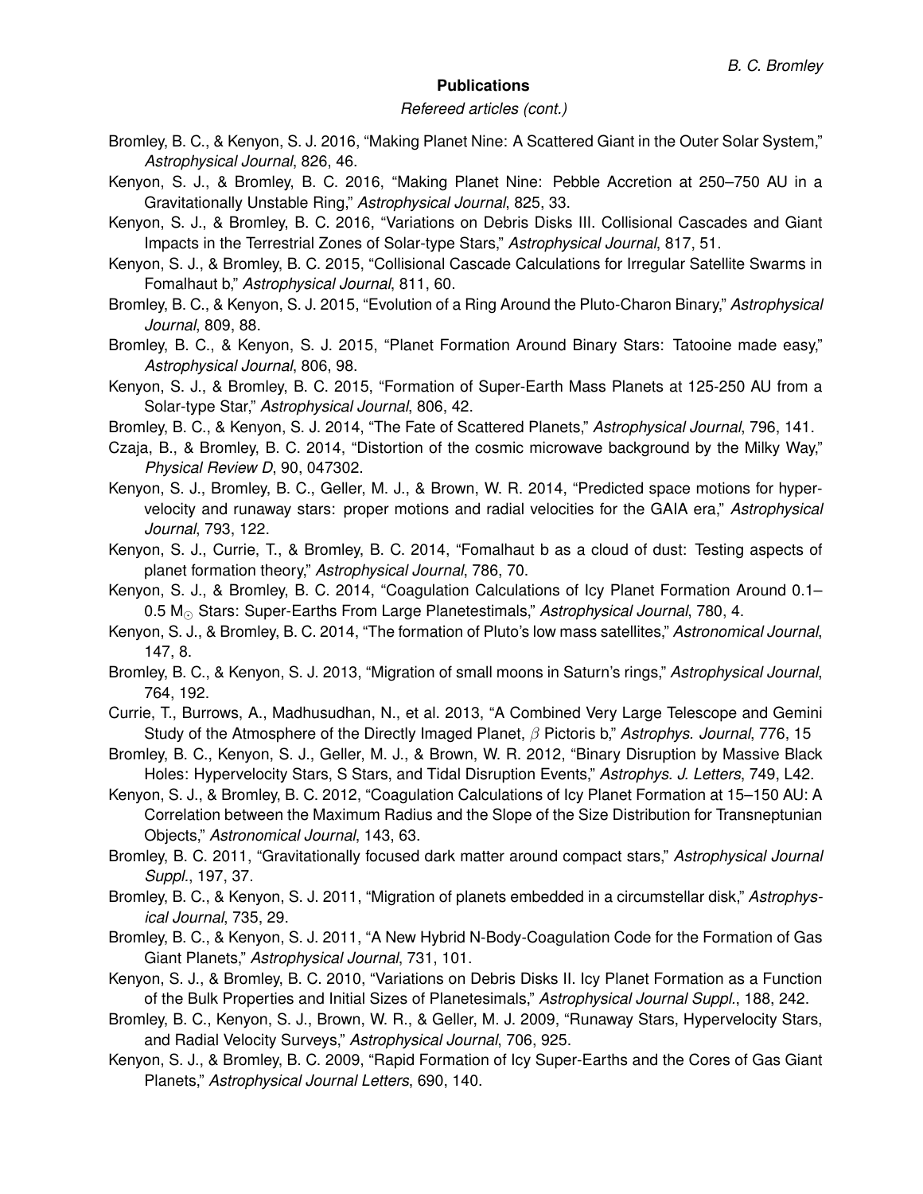## Publications

*Refereed articles (cont.)*

Bromley, B. C., & Kenyon, S. J. 2016, "Making Planet Nine: A Scattered Giant in the Outer Solar System," *Astrophysical Journal*, 826, 46.

Kenyon, S. J., & Bromley, B. C. 2016, "Making Planet Nine: Pebble Accretion at 250–750 AU in a Gravitationally Unstable Ring," *Astrophysical Journal*, 825, 33.

Kenyon, S. J., & Bromley, B. C. 2016, "Variations on Debris Disks III. Collisional Cascades and Giant Impacts in the Terrestrial Zones of Solar-type Stars," *Astrophysical Journal*, 817, 51.

Kenyon, S. J., & Bromley, B. C. 2015, "Collisional Cascade Calculations for Irregular Satellite Swarms in Fomalhaut b," *Astrophysical Journal*, 811, 60.

Bromley, B. C., & Kenyon, S. J. 2015, "Evolution of a Ring Around the Pluto-Charon Binary," *Astrophysical Journal*, 809, 88.

Bromley, B. C., & Kenyon, S. J. 2015, "Planet Formation Around Binary Stars: Tatooine made easy," *Astrophysical Journal*, 806, 98.

Kenyon, S. J., & Bromley, B. C. 2015, "Formation of Super-Earth Mass Planets at 125-250 AU from a Solar-type Star," *Astrophysical Journal*, 806, 42.

Bromley, B. C., & Kenyon, S. J. 2014, "The Fate of Scattered Planets," *Astrophysical Journal*, 796, 141.

Czaja, B., & Bromley, B. C. 2014, "Distortion of the cosmic microwave background by the Milky Way," *Physical Review D*, 90, 047302.

Kenyon, S. J., Bromley, B. C., Geller, M. J., & Brown, W. R. 2014, "Predicted space motions for hypervelocity and runaway stars: proper motions and radial velocities for the GAIA era," *Astrophysical Journal*, 793, 122.

Kenyon, S. J., Currie, T., & Bromley, B. C. 2014, "Fomalhaut b as a cloud of dust: Testing aspects of planet formation theory," *Astrophysical Journal*, 786, 70.

Kenyon, S. J., & Bromley, B. C. 2014, "Coagulation Calculations of Icy Planet Formation Around 0.1–0.5 $M_{\odot}$ Stars: Super-Earths From Large Planetestimals," *Astrophysical Journal*, 780, 4.

Kenyon, S. J., & Bromley, B. C. 2014, "The formation of Pluto's low mass satellites," *Astronomical Journal*, 147, 8.

Bromley, B. C., & Kenyon, S. J. 2013, "Migration of small moons in Saturn's rings," *Astrophysical Journal*, 764, 192.

Currie, T., Burrows, A., Madhusudhan, N., et al. 2013, "A Combined Very Large Telescope and Gemini Study of the Atmosphere of the Directly Imaged Planet, $\beta$ Pictoris b," *Astrophys. Journal*, 776, 15

Bromley, B. C., Kenyon, S. J., Geller, M. J., & Brown, W. R. 2012, "Binary Disruption by Massive Black Holes: Hypervelocity Stars, S Stars, and Tidal Disruption Events," *Astrophys. J. Letters*, 749, L42.

Kenyon, S. J., & Bromley, B. C. 2012, "Coagulation Calculations of Icy Planet Formation at 15–150 AU: A Correlation between the Maximum Radius and the Slope of the Size Distribution for Transneptunian Objects," *Astronomical Journal*, 143, 63.

Bromley, B. C. 2011, "Gravitationally focused dark matter around compact stars," *Astrophysical Journal Suppl.*, 197, 37.

Bromley, B. C., & Kenyon, S. J. 2011, "Migration of planets embedded in a circumstellar disk," *Astrophysical Journal*, 735, 29.

Bromley, B. C., & Kenyon, S. J. 2011, "A New Hybrid N-Body-Coagulation Code for the Formation of Gas Giant Planets," *Astrophysical Journal*, 731, 101.

Kenyon, S. J., & Bromley, B. C. 2010, "Variations on Debris Disks II. Icy Planet Formation as a Function of the Bulk Properties and Initial Sizes of Planetesimals," *Astrophysical Journal Suppl.*, 188, 242.

Bromley, B. C., Kenyon, S. J., Brown, W. R., & Geller, M. J. 2009, "Runaway Stars, Hypervelocity Stars, and Radial Velocity Surveys," *Astrophysical Journal*, 706, 925.

Kenyon, S. J., & Bromley, B. C. 2009, "Rapid Formation of Icy Super-Earths and the Cores of Gas Giant Planets," *Astrophysical Journal Letters*, 690, 140.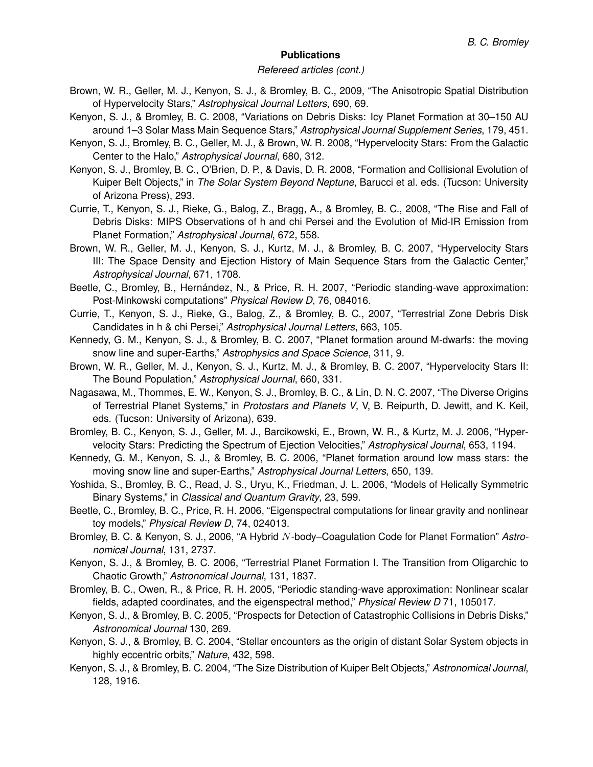## Publications

*Refereed articles (cont.)*

Brown, W. R., Geller, M. J., Kenyon, S. J., & Bromley, B. C., 2009, "The Anisotropic Spatial Distribution of Hypervelocity Stars," *Astrophysical Journal Letters*, 690, 69.

Kenyon, S. J., & Bromley, B. C. 2008, "Variations on Debris Disks: Icy Planet Formation at 30–150 AU around 1–3 Solar Mass Main Sequence Stars," *Astrophysical Journal Supplement Series*, 179, 451.

Kenyon, S. J., Bromley, B. C., Geller, M. J., & Brown, W. R. 2008, "Hypervelocity Stars: From the Galactic Center to the Halo," *Astrophysical Journal*, 680, 312.

Kenyon, S. J., Bromley, B. C., O'Brien, D. P., & Davis, D. R. 2008, "Formation and Collisional Evolution of Kuiper Belt Objects," in *The Solar System Beyond Neptune*, Barucci et al. eds. (Tucson: University of Arizona Press), 293.

Currie, T., Kenyon, S. J., Rieke, G., Balog, Z., Bragg, A., & Bromley, B. C., 2008, "The Rise and Fall of Debris Disks: MIPS Observations of h and chi Persei and the Evolution of Mid-IR Emission from Planet Formation," *Astrophysical Journal*, 672, 558.

Brown, W. R., Geller, M. J., Kenyon, S. J., Kurtz, M. J., & Bromley, B. C. 2007, "Hypervelocity Stars III: The Space Density and Ejection History of Main Sequence Stars from the Galactic Center," *Astrophysical Journal*, 671, 1708.

Beetle, C., Bromley, B., Hernández, N., & Price, R. H. 2007, "Periodic standing-wave approximation: Post-Minkowski computations" *Physical Review D*, 76, 084016.

Currie, T., Kenyon, S. J., Rieke, G., Balog, Z., & Bromley, B. C., 2007, "Terrestrial Zone Debris Disk Candidates in h & chi Persei," *Astrophysical Journal Letters*, 663, 105.

Kennedy, G. M., Kenyon, S. J., & Bromley, B. C. 2007, "Planet formation around M-dwarfs: the moving snow line and super-Earths," *Astrophysics and Space Science*, 311, 9.

Brown, W. R., Geller, M. J., Kenyon, S. J., Kurtz, M. J., & Bromley, B. C. 2007, "Hypervelocity Stars II: The Bound Population," *Astrophysical Journal*, 660, 331.

Nagasawa, M., Thommes, E. W., Kenyon, S. J., Bromley, B. C., & Lin, D. N. C. 2007, "The Diverse Origins of Terrestrial Planet Systems," in *Protostars and Planets V*, V, B. Reipurth, D. Jewitt, and K. Keil, eds. (Tucson: University of Arizona), 639.

Bromley, B. C., Kenyon, S. J., Geller, M. J., Barcikowski, E., Brown, W. R., & Kurtz, M. J. 2006, "Hypervelocity Stars: Predicting the Spectrum of Ejection Velocities," *Astrophysical Journal*, 653, 1194.

Kennedy, G. M., Kenyon, S. J., & Bromley, B. C. 2006, "Planet formation around low mass stars: the moving snow line and super-Earths," *Astrophysical Journal Letters*, 650, 139.

Yoshida, S., Bromley, B. C., Read, J. S., Uryu, K., Friedman, J. L. 2006, "Models of Helically Symmetric Binary Systems," in *Classical and Quantum Gravity*, 23, 599.

Beetle, C., Bromley, B. C., Price, R. H. 2006, "Eigenspectral computations for linear gravity and nonlinear toy models," *Physical Review D*, 74, 024013.

Bromley, B. C. & Kenyon, S. J., 2006, "A Hybrid $N$-body–Coagulation Code for Planet Formation" *Astronomical Journal*, 131, 2737.

Kenyon, S. J., & Bromley, B. C. 2006, "Terrestrial Planet Formation I. The Transition from Oligarchic to Chaotic Growth," *Astronomical Journal*, 131, 1837.

Bromley, B. C., Owen, R., & Price, R. H. 2005, "Periodic standing-wave approximation: Nonlinear scalar fields, adapted coordinates, and the eigenspectral method," *Physical Review D* 71, 105017.

Kenyon, S. J., & Bromley, B. C. 2005, "Prospects for Detection of Catastrophic Collisions in Debris Disks," *Astronomical Journal* 130, 269.

Kenyon, S. J., & Bromley, B. C. 2004, "Stellar encounters as the origin of distant Solar System objects in highly eccentric orbits," *Nature*, 432, 598.

Kenyon, S. J., & Bromley, B. C. 2004, "The Size Distribution of Kuiper Belt Objects," *Astronomical Journal*, 128, 1916.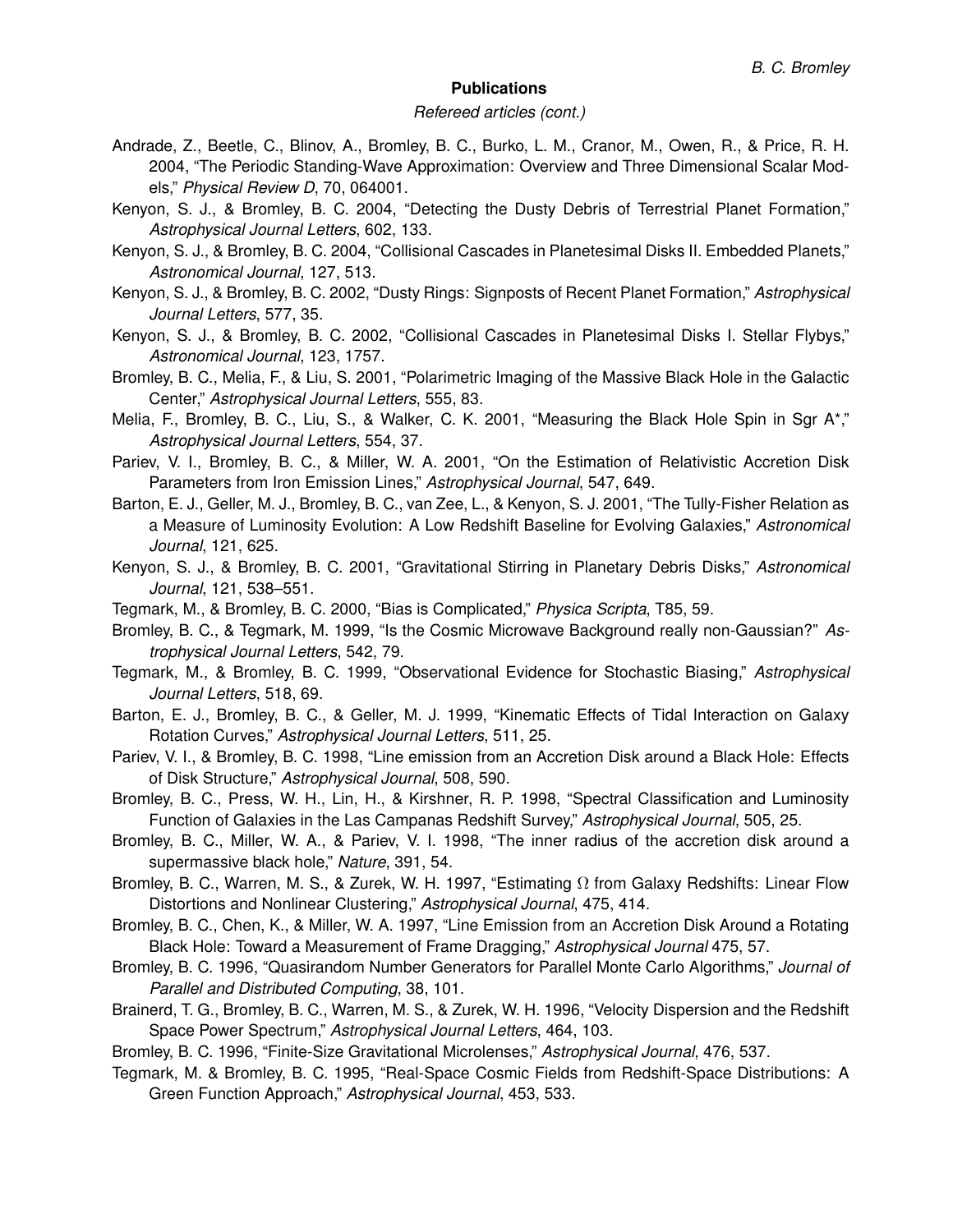## Publications

*Refereed articles (cont.)*

Andrade, Z., Beetle, C., Blinov, A., Bromley, B. C., Burko, L. M., Cranor, M., Owen, R., & Price, R. H. 2004, "The Periodic Standing-Wave Approximation: Overview and Three Dimensional Scalar Models," *Physical Review D*, 70, 064001.

Kenyon, S. J., & Bromley, B. C. 2004, "Detecting the Dusty Debris of Terrestrial Planet Formation," *Astrophysical Journal Letters*, 602, 133.

Kenyon, S. J., & Bromley, B. C. 2004, "Collisional Cascades in Planetesimal Disks II. Embedded Planets," *Astronomical Journal*, 127, 513.

Kenyon, S. J., & Bromley, B. C. 2002, "Dusty Rings: Signposts of Recent Planet Formation," *Astrophysical Journal Letters*, 577, 35.

Kenyon, S. J., & Bromley, B. C. 2002, "Collisional Cascades in Planetesimal Disks I. Stellar Flybys," *Astronomical Journal*, 123, 1757.

Bromley, B. C., Melia, F., & Liu, S. 2001, "Polarimetric Imaging of the Massive Black Hole in the Galactic Center," *Astrophysical Journal Letters*, 555, 83.

Melia, F., Bromley, B. C., Liu, S., & Walker, C. K. 2001, "Measuring the Black Hole Spin in Sgr A*," *Astrophysical Journal Letters*, 554, 37.

Pariev, V. I., Bromley, B. C., & Miller, W. A. 2001, "On the Estimation of Relativistic Accretion Disk Parameters from Iron Emission Lines," *Astrophysical Journal*, 547, 649.

Barton, E. J., Geller, M. J., Bromley, B. C., van Zee, L., & Kenyon, S. J. 2001, "The Tully-Fisher Relation as a Measure of Luminosity Evolution: A Low Redshift Baseline for Evolving Galaxies," *Astronomical Journal*, 121, 625.

Kenyon, S. J., & Bromley, B. C. 2001, "Gravitational Stirring in Planetary Debris Disks," *Astronomical Journal*, 121, 538–551.

Tegmark, M., & Bromley, B. C. 2000, "Bias is Complicated," *Physica Scripta*, T85, 59.

Bromley, B. C., & Tegmark, M. 1999, "Is the Cosmic Microwave Background really non-Gaussian?" *Astrophysical Journal Letters*, 542, 79.

Tegmark, M., & Bromley, B. C. 1999, "Observational Evidence for Stochastic Biasing," *Astrophysical Journal Letters*, 518, 69.

Barton, E. J., Bromley, B. C., & Geller, M. J. 1999, "Kinematic Effects of Tidal Interaction on Galaxy Rotation Curves," *Astrophysical Journal Letters*, 511, 25.

Pariev, V. I., & Bromley, B. C. 1998, "Line emission from an Accretion Disk around a Black Hole: Effects of Disk Structure," *Astrophysical Journal*, 508, 590.

Bromley, B. C., Press, W. H., Lin, H., & Kirshner, R. P. 1998, "Spectral Classification and Luminosity Function of Galaxies in the Las Campanas Redshift Survey," *Astrophysical Journal*, 505, 25.

Bromley, B. C., Miller, W. A., & Pariev, V. I. 1998, "The inner radius of the accretion disk around a supermassive black hole," *Nature*, 391, 54.

Bromley, B. C., Warren, M. S., & Zurek, W. H. 1997, "Estimating $\Omega$ from Galaxy Redshifts: Linear Flow Distortions and Nonlinear Clustering," *Astrophysical Journal*, 475, 414.

Bromley, B. C., Chen, K., & Miller, W. A. 1997, "Line Emission from an Accretion Disk Around a Rotating Black Hole: Toward a Measurement of Frame Dragging," *Astrophysical Journal* 475, 57.

Bromley, B. C. 1996, "Quasirandom Number Generators for Parallel Monte Carlo Algorithms," *Journal of Parallel and Distributed Computing*, 38, 101.

Brainerd, T. G., Bromley, B. C., Warren, M. S., & Zurek, W. H. 1996, "Velocity Dispersion and the Redshift Space Power Spectrum," *Astrophysical Journal Letters*, 464, 103.

Bromley, B. C. 1996, "Finite-Size Gravitational Microlenses," *Astrophysical Journal*, 476, 537.

Tegmark, M. & Bromley, B. C. 1995, "Real-Space Cosmic Fields from Redshift-Space Distributions: A Green Function Approach," *Astrophysical Journal*, 453, 533.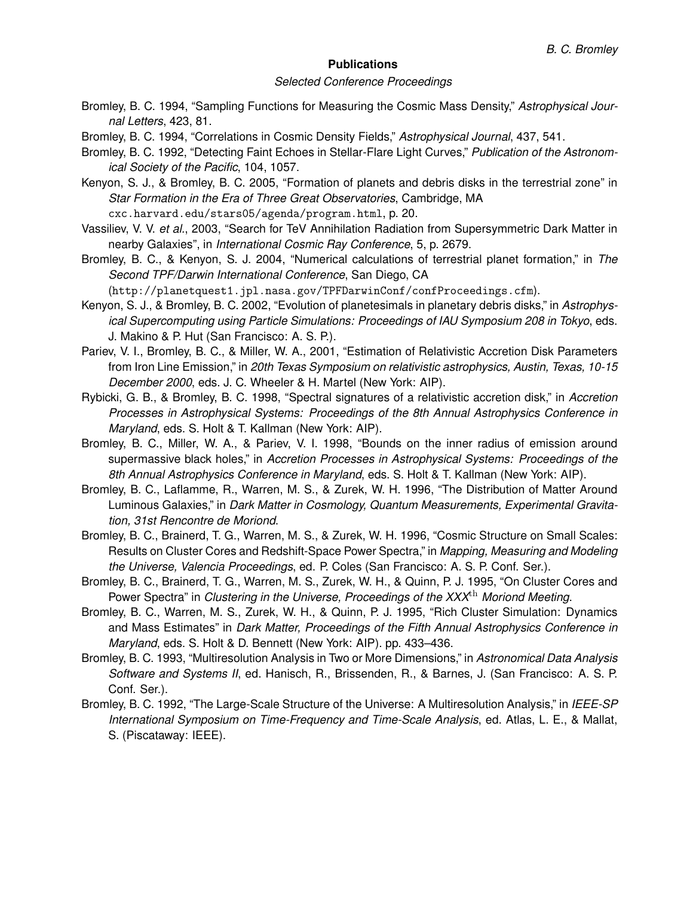## Publications

*Selected Conference Proceedings*

Bromley, B. C. 1994, "Sampling Functions for Measuring the Cosmic Mass Density," *Astrophysical Journal Letters*, 423, 81.

Bromley, B. C. 1994, "Correlations in Cosmic Density Fields," *Astrophysical Journal*, 437, 541.

Bromley, B. C. 1992, "Detecting Faint Echoes in Stellar-Flare Light Curves," *Publication of the Astronomical Society of the Pacific*, 104, 1057.

Kenyon, S. J., & Bromley, B. C. 2005, "Formation of planets and debris disks in the terrestrial zone" in *Star Formation in the Era of Three Great Observatories*, Cambridge, MA `cxc.harvard.edu/stars05/agenda/program.html`, p. 20.

Vassiliev, V. V. *et al.*, 2003, "Search for TeV Annihilation Radiation from Supersymmetric Dark Matter in nearby Galaxies", in *International Cosmic Ray Conference*, 5, p. 2679.

Bromley, B. C., & Kenyon, S. J. 2004, "Numerical calculations of terrestrial planet formation," in *The Second TPF/Darwin International Conference*, San Diego, CA (`http://planetquest1.jpl.nasa.gov/TPFDarwinConf/confProceedings.cfm`).

Kenyon, S. J., & Bromley, B. C. 2002, "Evolution of planetesimals in planetary debris disks," in *Astrophysical Supercomputing using Particle Simulations: Proceedings of IAU Symposium 208 in Tokyo*, eds. J. Makino & P. Hut (San Francisco: A. S. P.).

Pariev, V. I., Bromley, B. C., & Miller, W. A., 2001, "Estimation of Relativistic Accretion Disk Parameters from Iron Line Emission," in *20th Texas Symposium on relativistic astrophysics, Austin, Texas, 10-15 December 2000*, eds. J. C. Wheeler & H. Martel (New York: AIP).

Rybicki, G. B., & Bromley, B. C. 1998, "Spectral signatures of a relativistic accretion disk," in *Accretion Processes in Astrophysical Systems: Proceedings of the 8th Annual Astrophysics Conference in Maryland*, eds. S. Holt & T. Kallman (New York: AIP).

Bromley, B. C., Miller, W. A., & Pariev, V. I. 1998, "Bounds on the inner radius of emission around supermassive black holes," in *Accretion Processes in Astrophysical Systems: Proceedings of the 8th Annual Astrophysics Conference in Maryland*, eds. S. Holt & T. Kallman (New York: AIP).

Bromley, B. C., Laflamme, R., Warren, M. S., & Zurek, W. H. 1996, "The Distribution of Matter Around Luminous Galaxies," in *Dark Matter in Cosmology, Quantum Measurements, Experimental Gravitation, 31st Rencontre de Moriond*.

Bromley, B. C., Brainerd, T. G., Warren, M. S., & Zurek, W. H. 1996, "Cosmic Structure on Small Scales: Results on Cluster Cores and Redshift-Space Power Spectra," in *Mapping, Measuring and Modeling the Universe, Valencia Proceedings*, ed. P. Coles (San Francisco: A. S. P. Conf. Ser.).

Bromley, B. C., Brainerd, T. G., Warren, M. S., Zurek, W. H., & Quinn, P. J. 1995, "On Cluster Cores and Power Spectra" in *Clustering in the Universe, Proceedings of the XXX$^{\mathrm{th}}$ Moriond Meeting*.

Bromley, B. C., Warren, M. S., Zurek, W. H., & Quinn, P. J. 1995, "Rich Cluster Simulation: Dynamics and Mass Estimates" in *Dark Matter, Proceedings of the Fifth Annual Astrophysics Conference in Maryland*, eds. S. Holt & D. Bennett (New York: AIP). pp. 433–436.

Bromley, B. C. 1993, "Multiresolution Analysis in Two or More Dimensions," in *Astronomical Data Analysis Software and Systems II*, ed. Hanisch, R., Brissenden, R., & Barnes, J. (San Francisco: A. S. P. Conf. Ser.).

Bromley, B. C. 1992, "The Large-Scale Structure of the Universe: A Multiresolution Analysis," in *IEEE-SP International Symposium on Time-Frequency and Time-Scale Analysis*, ed. Atlas, L. E., & Mallat, S. (Piscataway: IEEE).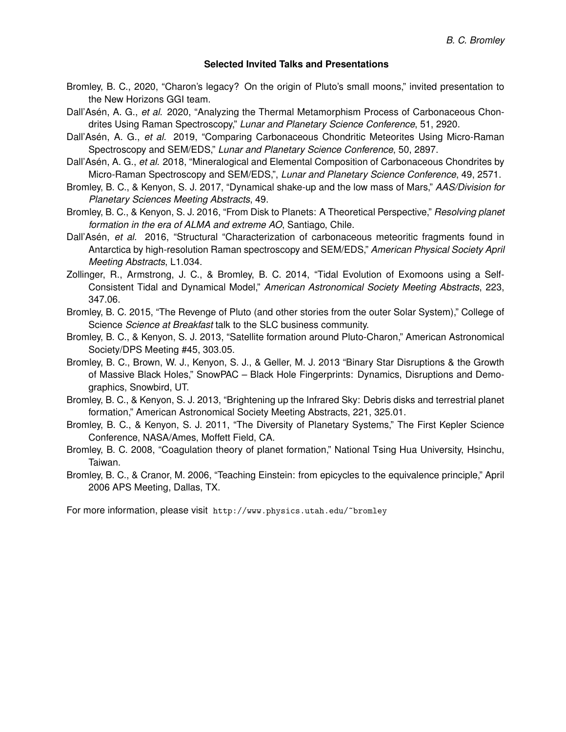## Selected Invited Talks and Presentations

Bromley, B. C., 2020, "Charon's legacy? On the origin of Pluto's small moons," invited presentation to the New Horizons GGI team.

Dall'Asén, A. G., *et al.* 2020, "Analyzing the Thermal Metamorphism Process of Carbonaceous Chondrites Using Raman Spectroscopy," *Lunar and Planetary Science Conference*, 51, 2920.

Dall'Asén, A. G., *et al.* 2019, "Comparing Carbonaceous Chondritic Meteorites Using Micro-Raman Spectroscopy and SEM/EDS," *Lunar and Planetary Science Conference*, 50, 2897.

Dall'Asén, A. G., *et al.* 2018, "Mineralogical and Elemental Composition of Carbonaceous Chondrites by Micro-Raman Spectroscopy and SEM/EDS,", *Lunar and Planetary Science Conference*, 49, 2571.

Bromley, B. C., & Kenyon, S. J. 2017, "Dynamical shake-up and the low mass of Mars," *AAS/Division for Planetary Sciences Meeting Abstracts*, 49.

Bromley, B. C., & Kenyon, S. J. 2016, "From Disk to Planets: A Theoretical Perspective," *Resolving planet formation in the era of ALMA and extreme AO*, Santiago, Chile.

Dall'Asén, *et al.* 2016, "Structural "Characterization of carbonaceous meteoritic fragments found in Antarctica by high-resolution Raman spectroscopy and SEM/EDS," *American Physical Society April Meeting Abstracts*, L1.034.

Zollinger, R., Armstrong, J. C., & Bromley, B. C. 2014, "Tidal Evolution of Exomoons using a Self-Consistent Tidal and Dynamical Model," *American Astronomical Society Meeting Abstracts*, 223, 347.06.

Bromley, B. C. 2015, "The Revenge of Pluto (and other stories from the outer Solar System)," College of Science *Science at Breakfast* talk to the SLC business community.

Bromley, B. C., & Kenyon, S. J. 2013, "Satellite formation around Pluto-Charon," American Astronomical Society/DPS Meeting #45, 303.05.

Bromley, B. C., Brown, W. J., Kenyon, S. J., & Geller, M. J. 2013 "Binary Star Disruptions & the Growth of Massive Black Holes," SnowPAC – Black Hole Fingerprints: Dynamics, Disruptions and Demographics, Snowbird, UT.

Bromley, B. C., & Kenyon, S. J. 2013, "Brightening up the Infrared Sky: Debris disks and terrestrial planet formation," American Astronomical Society Meeting Abstracts, 221, 325.01.

Bromley, B. C., & Kenyon, S. J. 2011, "The Diversity of Planetary Systems," The First Kepler Science Conference, NASA/Ames, Moffett Field, CA.

Bromley, B. C. 2008, "Coagulation theory of planet formation," National Tsing Hua University, Hsinchu, Taiwan.

Bromley, B. C., & Cranor, M. 2006, "Teaching Einstein: from epicycles to the equivalence principle," April 2006 APS Meeting, Dallas, TX.

For more information, please visit `http://www.physics.utah.edu/~bromley`